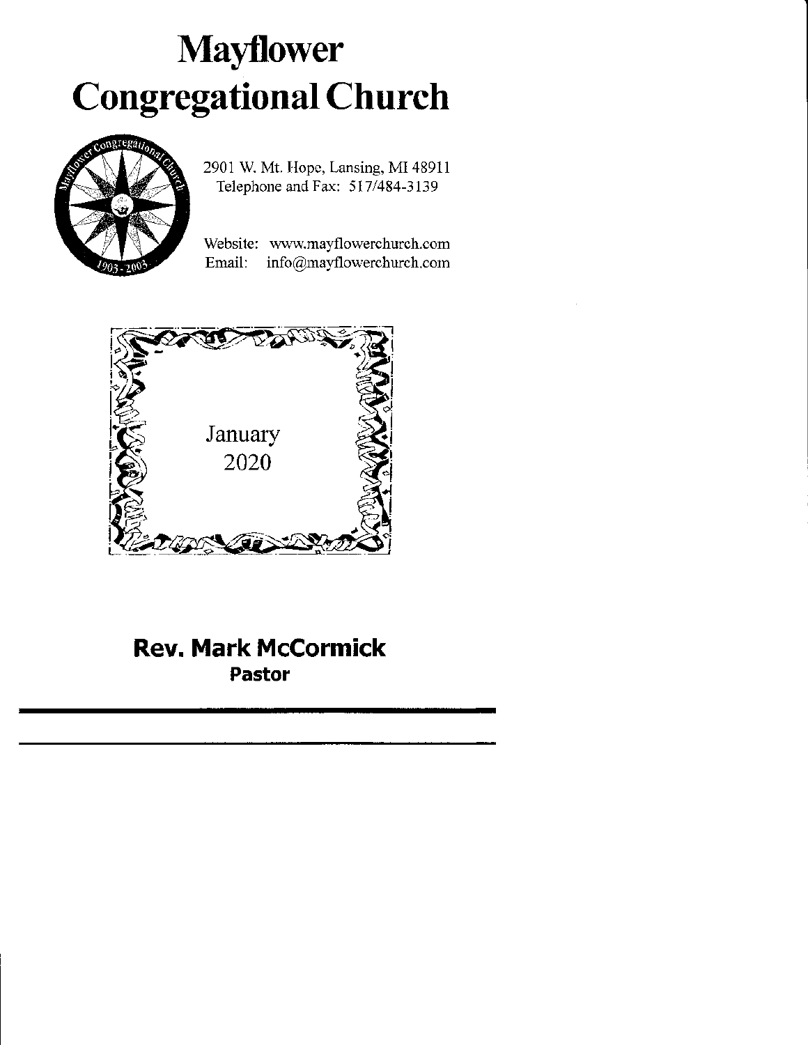# Mayflower Congregational Church

2901 W. Mt. Hope, Lansing, MI 48911
Telephone and Fax: 517/484-3139

Website: www.mayflowerchurch.com
Email: info@mayflowerchurch.com

January
2020

**Rev. Mark McCormick**
**Pastor**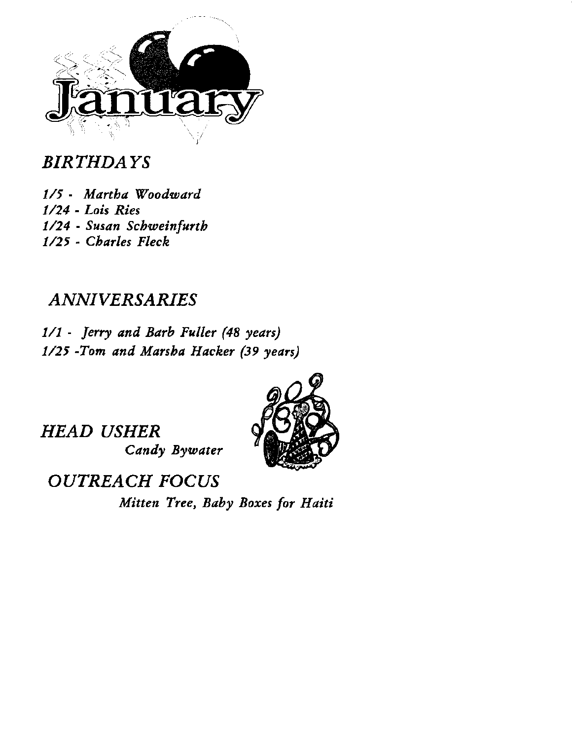# January

## *BIRTHDAYS*

*1/5 - Martha Woodward*
*1/24 - Lois Ries*
*1/24 - Susan Schweinfurth*
*1/25 - Charles Fleck*

## *ANNIVERSARIES*

*1/1 - Jerry and Barb Fuller (48 years)*
*1/25 -Tom and Marsha Hacker (39 years)*

## *HEAD USHER*

*Candy Bywater*

## *OUTREACH FOCUS*

*Mitten Tree, Baby Boxes for Haiti*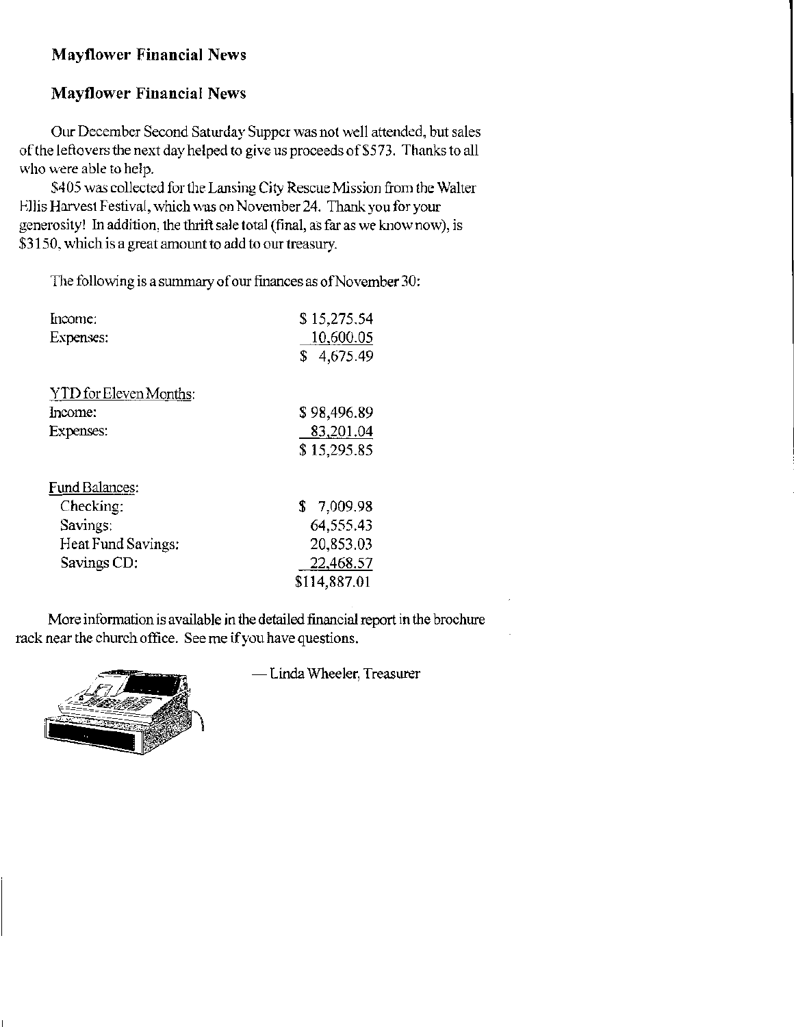## Mayflower Financial News

## Mayflower Financial News

Our December Second Saturday Supper was not well attended, but sales of the leftovers the next day helped to give us proceeds of $573. Thanks to all who were able to help.

$405 was collected for the Lansing City Rescue Mission from the Walter Ellis Harvest Festival, which was on November 24. Thank you for your generosity! In addition, the thrift sale total (final, as far as we know now), is $3150, which is a great amount to add to our treasury.

The following is a summary of our finances as of November 30:

| | |
|---|---|
| Income: | $ 15,275.54 |
| Expenses: | 10,600.05 |
| | $ 4,675.49 |

| YTD for Eleven Months: | |
|---|---|
| Income: | $ 98,496.89 |
| Expenses: | 83,201.04 |
| | $ 15,295.85 |

| Fund Balances: | |
|---|---|
| Checking: | $ 7,009.98 |
| Savings: | 64,555.43 |
| Heat Fund Savings: | 20,853.03 |
| Savings CD: | 22,468.57 |
| | $114,887.01 |

More information is available in the detailed financial report in the brochure rack near the church office. See me if you have questions.

— Linda Wheeler, Treasurer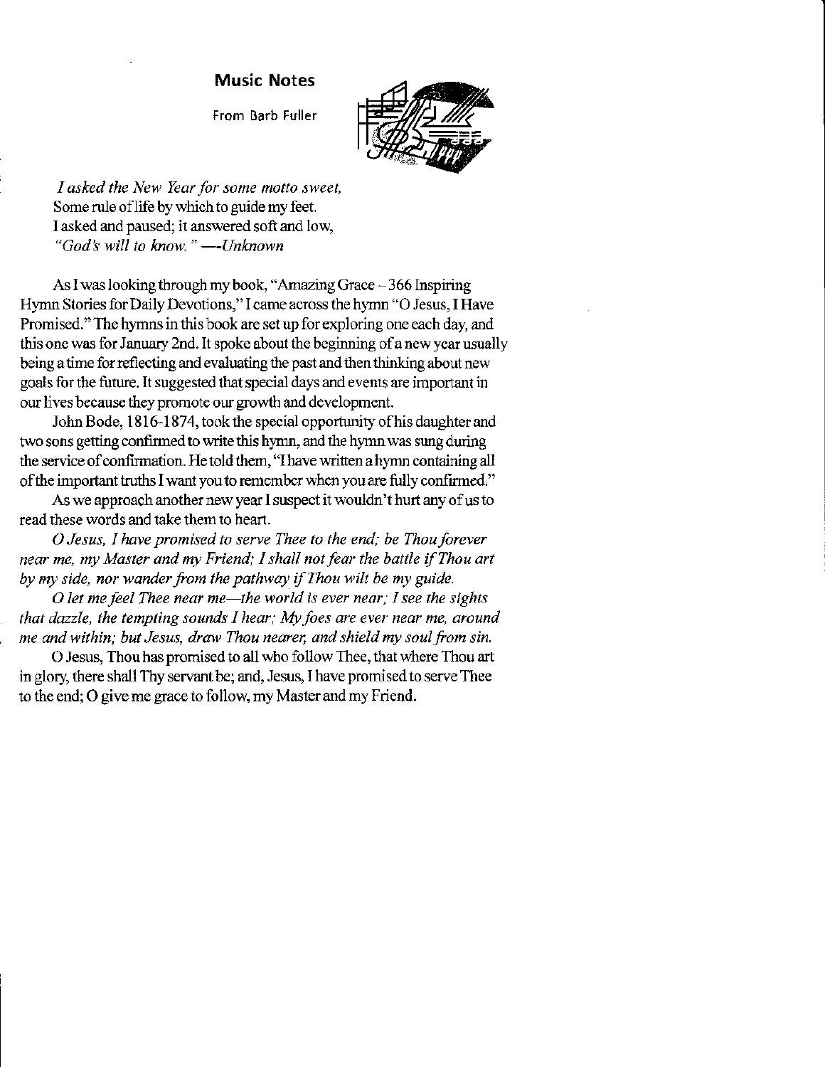## Music Notes

From Barb Fuller

*I asked the New Year for some motto sweet,*
Some rule of life by which to guide my feet.
I asked and paused; it answered soft and low,
*"God's will to know." —-Unknown*

As I was looking through my book, "Amazing Grace – 366 Inspiring Hymn Stories for Daily Devotions," I came across the hymn "O Jesus, I Have Promised." The hymns in this book are set up for exploring one each day, and this one was for January 2nd. It spoke about the beginning of a new year usually being a time for reflecting and evaluating the past and then thinking about new goals for the future. It suggested that special days and events are important in our lives because they promote our growth and development.

John Bode, 1816-1874, took the special opportunity of his daughter and two sons getting confirmed to write this hymn, and the hymn was sung during the service of confirmation. He told them, "I have written a hymn containing all of the important truths I want you to remember when you are fully confirmed."

As we approach another new year I suspect it wouldn't hurt any of us to read these words and take them to heart.

*O Jesus, I have promised to serve Thee to the end; be Thou forever near me, my Master and my Friend; I shall not fear the battle if Thou art by my side, nor wander from the pathway if Thou wilt be my guide.*

*O let me feel Thee near me—the world is ever near; I see the sights that dazzle, the tempting sounds I hear; My foes are ever near me, around me and within; but Jesus, draw Thou nearer, and shield my soul from sin.*

O Jesus, Thou has promised to all who follow Thee, that where Thou art in glory, there shall Thy servant be; and, Jesus, I have promised to serve Thee to the end; O give me grace to follow, my Master and my Friend.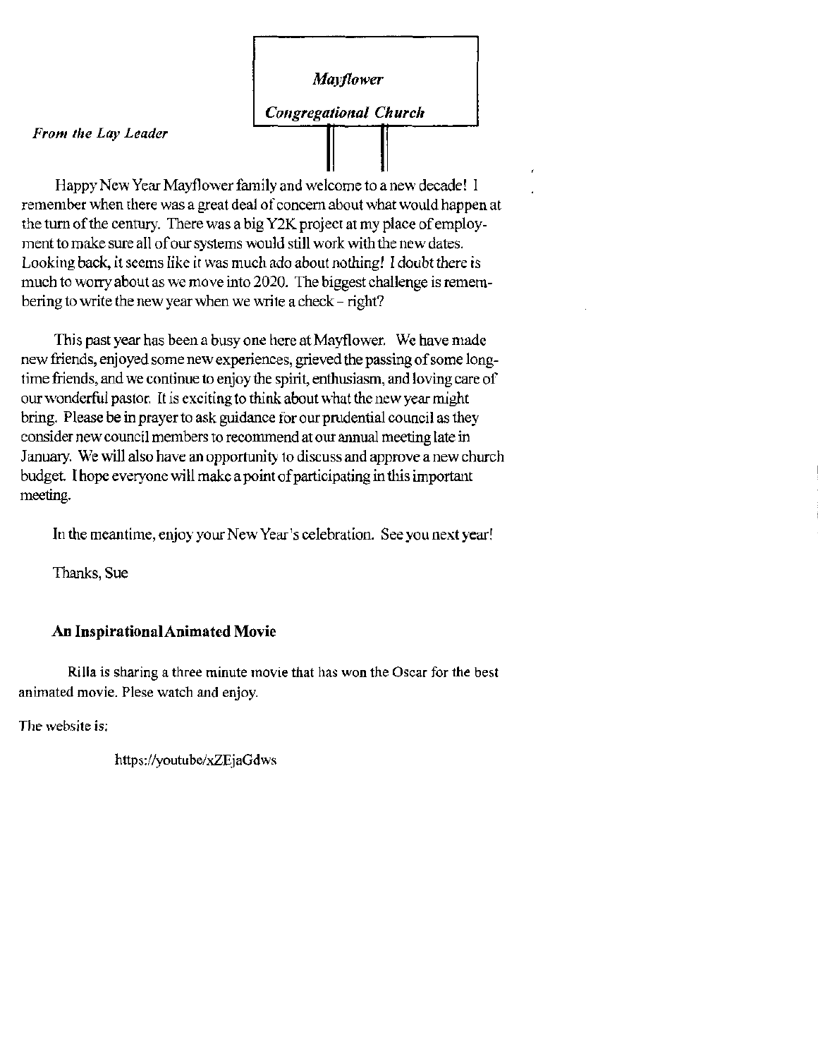*Mayflower*

***Congregational Church***

*From the Lay Leader*

Happy New Year Mayflower family and welcome to a new decade! I remember when there was a great deal of concern about what would happen at the turn of the century. There was a big Y2K project at my place of employment to make sure all of our systems would still work with the new dates. Looking back, it seems like it was much ado about nothing! I doubt there is much to worry about as we move into 2020. The biggest challenge is remembering to write the new year when we write a check – right?

This past year has been a busy one here at Mayflower. We have made new friends, enjoyed some new experiences, grieved the passing of some long-time friends, and we continue to enjoy the spirit, enthusiasm, and loving care of our wonderful pastor. It is exciting to think about what the new year might bring. Please be in prayer to ask guidance for our prudential council as they consider new council members to recommend at our annual meeting late in January. We will also have an opportunity to discuss and approve a new church budget. I hope everyone will make a point of participating in this important meeting.

In the meantime, enjoy your New Year's celebration. See you next year!

Thanks, Sue

### An Inspirational Animated Movie

Rilla is sharing a three minute movie that has won the Oscar for the best animated movie. Plese watch and enjoy.

The website is:

https://youtube/xZEjaGdws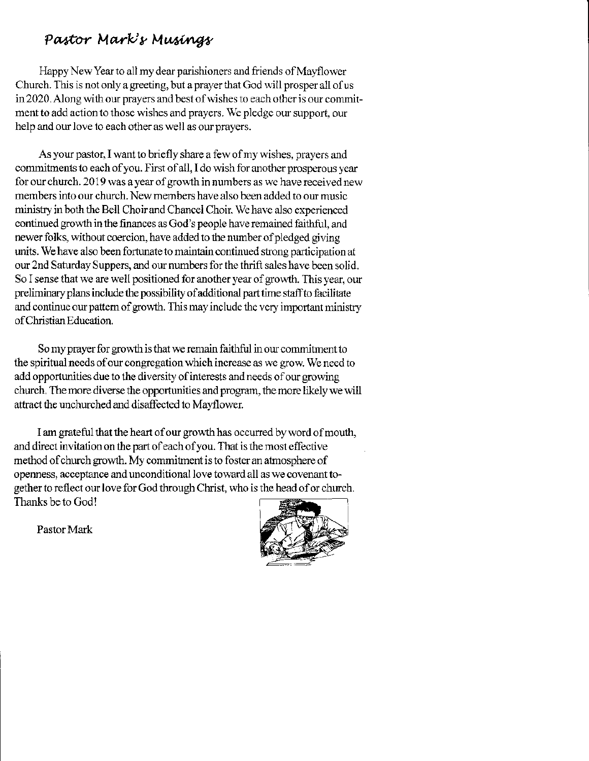## *Pastor Mark's Musings*

Happy New Year to all my dear parishioners and friends of Mayflower Church. This is not only a greeting, but a prayer that God will prosper all of us in 2020. Along with our prayers and best of wishes to each other is our commitment to add action to those wishes and prayers. We pledge our support, our help and our love to each other as well as our prayers.

As your pastor, I want to briefly share a few of my wishes, prayers and commitments to each of you. First of all, I do wish for another prosperous year for our church. 2019 was a year of growth in numbers as we have received new members into our church. New members have also been added to our music ministry in both the Bell Choir and Chancel Choir. We have also experienced continued growth in the finances as God's people have remained faithful, and newer folks, without coercion, have added to the number of pledged giving units. We have also been fortunate to maintain continued strong participation at our 2nd Saturday Suppers, and our numbers for the thrift sales have been solid. So I sense that we are well positioned for another year of growth. This year, our preliminary plans include the possibility of additional part time staff to facilitate and continue our pattern of growth. This may include the very important ministry of Christian Education.

So my prayer for growth is that we remain faithful in our commitment to the spiritual needs of our congregation which increase as we grow. We need to add opportunities due to the diversity of interests and needs of our growing church. The more diverse the opportunities and program, the more likely we will attract the unchurched and disaffected to Mayflower.

I am grateful that the heart of our growth has occurred by word of mouth, and direct invitation on the part of each of you. That is the most effective method of church growth. My commitment is to foster an atmosphere of openness, acceptance and unconditional love toward all as we covenant together to reflect our love for God through Christ, who is the head of or church. Thanks be to God!

Pastor Mark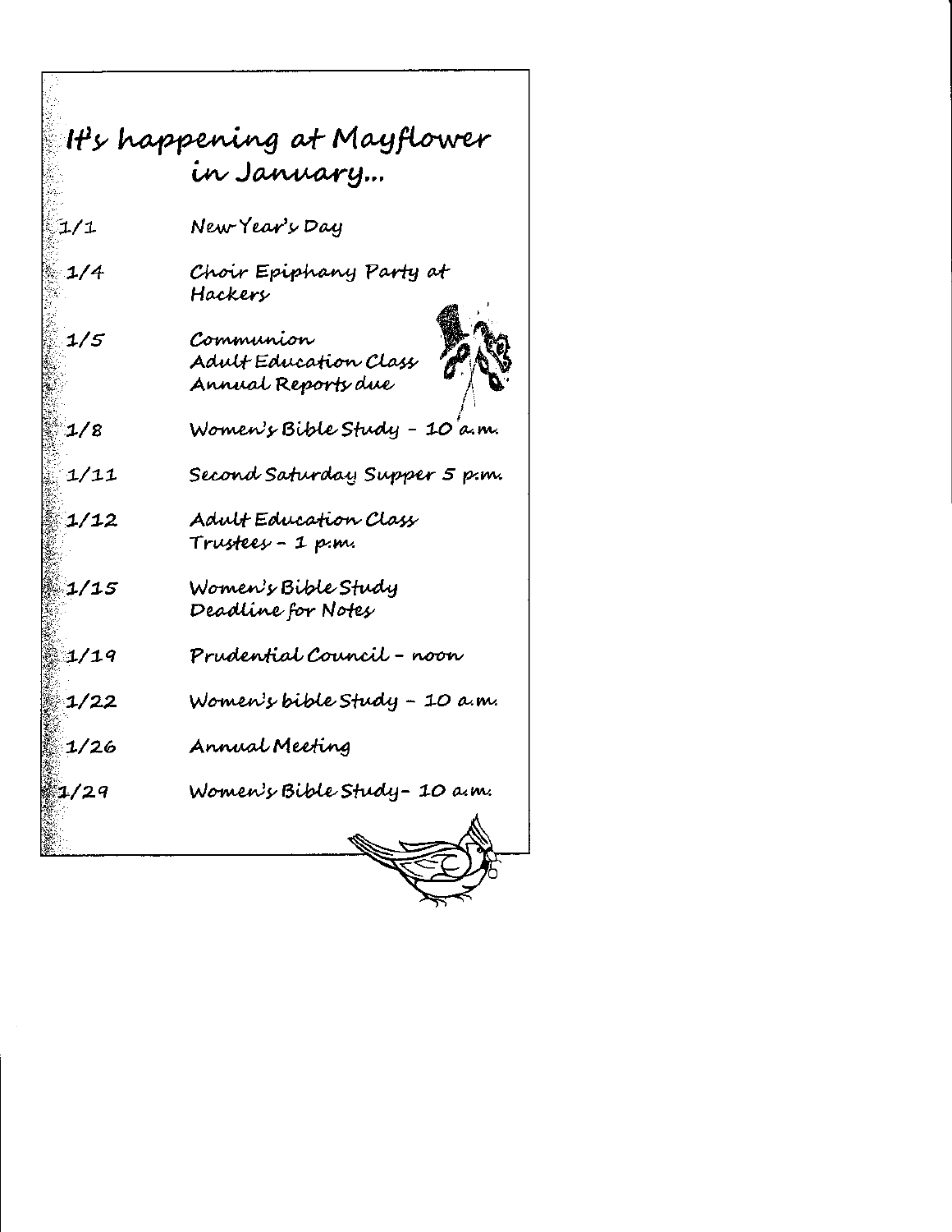# It's happening at Mayflower in January...

| | |
|---|---|
| 1/1 | New Year's Day |
| 1/4 | Choir Epiphany Party at Hackers |
| 1/5 | Communion<br>Adult Education Class<br>Annual Reports due |
| 1/8 | Women's Bible Study - 10 a.m. |
| 1/11 | Second Saturday Supper 5 p.m. |
| 1/12 | Adult Education Class<br>Trustees - 1 p.m. |
| 1/15 | Women's Bible Study<br>Deadline for Notes |
| 1/19 | Prudential Council - noon |
| 1/22 | Women's bible Study - 10 a.m. |
| 1/26 | Annual Meeting |
| 1/29 | Women's Bible Study- 10 a.m. |